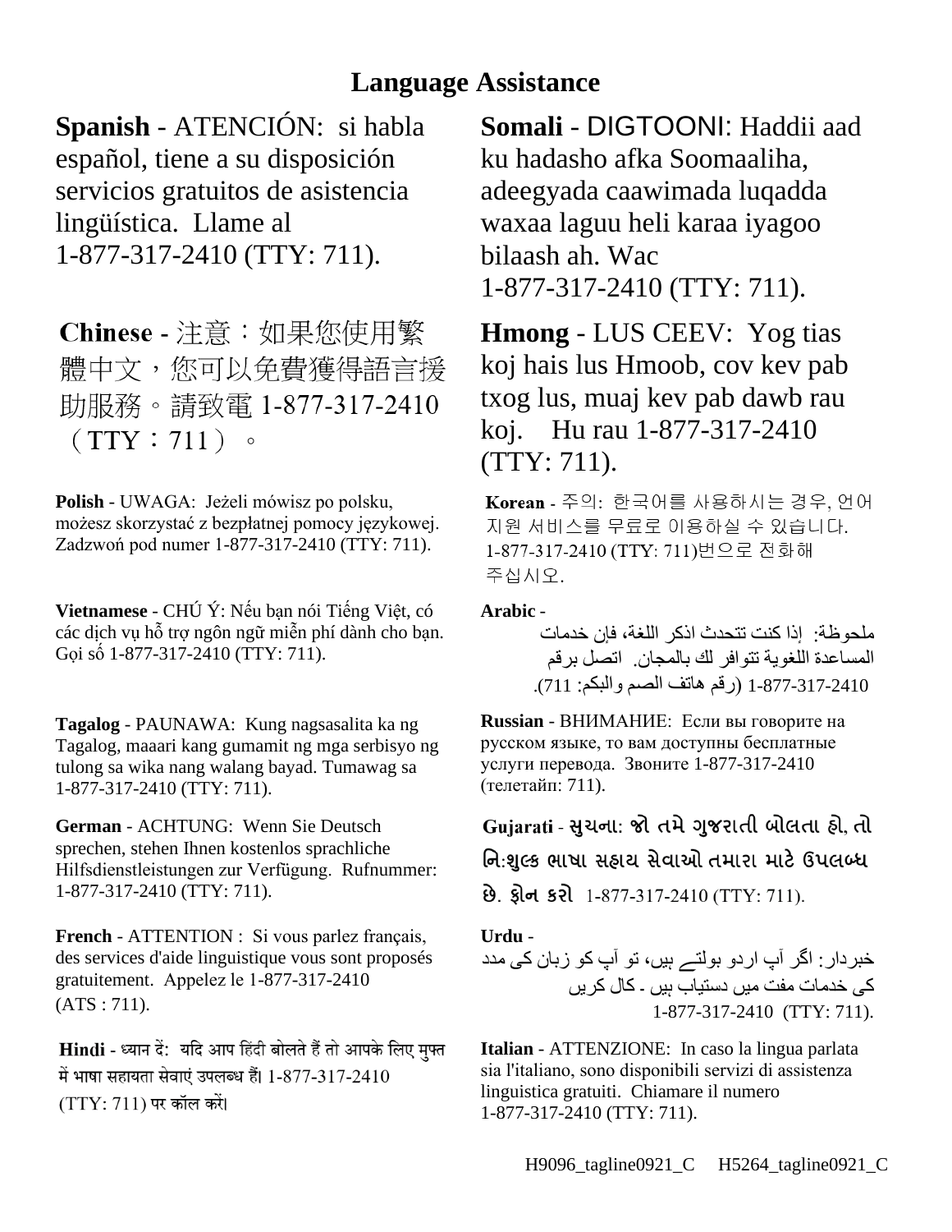# Language Assistance

**Spanish** - ATENCIÓN: si habla español, tiene a su disposición servicios gratuitos de asistencia lingüística. Llame al 1-877-317-2410 (TTY: 711).

**Chinese** - 注意：如果您使用繁體中文，您可以免費獲得語言援助服務。請致電 1-877-317-2410（TTY：711）。

**Polish** - UWAGA: Jeżeli mówisz po polsku, możesz skorzystać z bezpłatnej pomocy językowej. Zadzwoń pod numer 1-877-317-2410 (TTY: 711).

**Vietnamese** - CHÚ Ý: Nếu bạn nói Tiếng Việt, có các dịch vụ hỗ trợ ngôn ngữ miễn phí dành cho bạn. Gọi số 1-877-317-2410 (TTY: 711).

**Tagalog** - PAUNAWA: Kung nagsasalita ka ng Tagalog, maaari kang gumamit ng mga serbisyo ng tulong sa wika nang walang bayad. Tumawag sa 1-877-317-2410 (TTY: 711).

**German** - ACHTUNG: Wenn Sie Deutsch sprechen, stehen Ihnen kostenlos sprachliche Hilfsdienstleistungen zur Verfügung. Rufnummer: 1-877-317-2410 (TTY: 711).

**French** - ATTENTION : Si vous parlez français, des services d'aide linguistique vous sont proposés gratuitement. Appelez le 1-877-317-2410 (ATS : 711).

**Hindi** - ध्यान दें: यदि आप हिंदी बोलते हैं तो आपके लिए मुफ्त में भाषा सहायता सेवाएं उपलब्ध हैं। 1-877-317-2410 (TTY: 711) पर कॉल करें।

**Somali** - DIGTOONI: Haddii aad ku hadasho afka Soomaaliha, adeegyada caawimada luqadda waxaa laguu heli karaa iyagoo bilaash ah. Wac 1-877-317-2410 (TTY: 711).

**Hmong** - LUS CEEV: Yog tias koj hais lus Hmoob, cov kev pab txog lus, muaj kev pab dawb rau koj. Hu rau 1-877-317-2410 (TTY: 711).

**Korean** - 주의: 한국어를 사용하시는 경우, 언어 지원 서비스를 무료로 이용하실 수 있습니다. 1-877-317-2410 (TTY: 711)번으로 전화해 주십시오.

**Arabic** -
ملحوظة: إذا كنت تتحدث اذكر اللغة، فإن خدمات المساعدة اللغوية تتوافر لك بالمجان. اتصل برقم 1-877-317-2410 (رقم هاتف الصم والبكم: 711).

**Russian** - ВНИМАНИЕ: Если вы говорите на русском языке, то вам доступны бесплатные услуги перевода. Звоните 1-877-317-2410 (телетайп: 711).

**Gujarati** - સુચના: જો તમે ગુજરાતી બોલતા હો, તો નિ:શુલ્ક ભાષા સહાય સેવાઓ તમારા માટે ઉપલબ્ધ છે. ફોન કરો 1-877-317-2410 (TTY: 711).

**Urdu** -
خبردار: اگر آپ اردو بولتے ہیں، تو آپ کو زبان کی مدد کی خدمات مفت میں دستیاب ہیں ۔ کال کریں 1-877-317-2410 (TTY: 711).

**Italian** - ATTENZIONE: In caso la lingua parlata sia l'italiano, sono disponibili servizi di assistenza linguistica gratuiti. Chiamare il numero 1-877-317-2410 (TTY: 711).

H9096_tagline0921_C H5264_tagline0921_C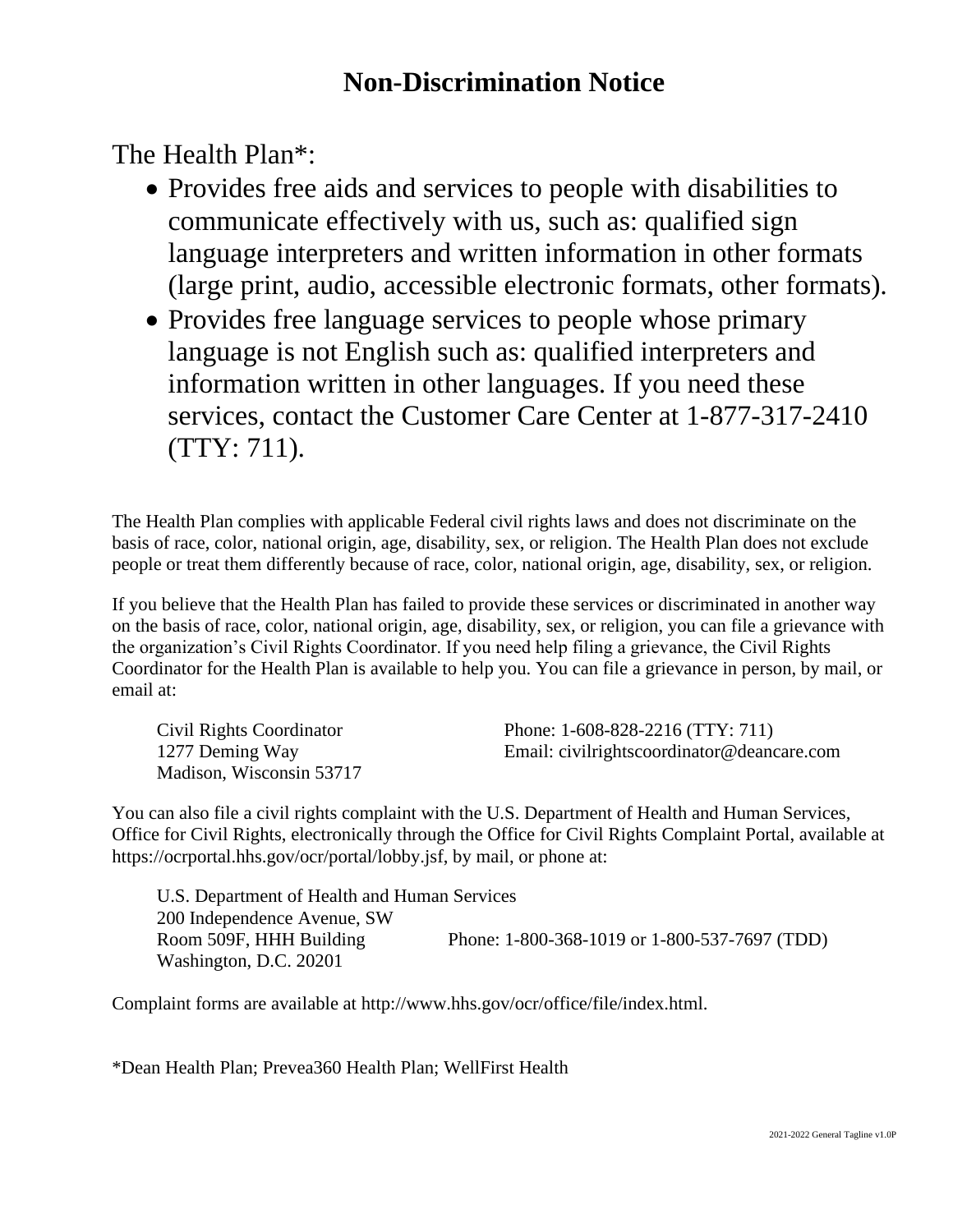# Non-Discrimination Notice

The Health Plan*:

- Provides free aids and services to people with disabilities to communicate effectively with us, such as: qualified sign language interpreters and written information in other formats (large print, audio, accessible electronic formats, other formats).
- Provides free language services to people whose primary language is not English such as: qualified interpreters and information written in other languages. If you need these services, contact the Customer Care Center at 1-877-317-2410 (TTY: 711).

The Health Plan complies with applicable Federal civil rights laws and does not discriminate on the basis of race, color, national origin, age, disability, sex, or religion. The Health Plan does not exclude people or treat them differently because of race, color, national origin, age, disability, sex, or religion.

If you believe that the Health Plan has failed to provide these services or discriminated in another way on the basis of race, color, national origin, age, disability, sex, or religion, you can file a grievance with the organization's Civil Rights Coordinator. If you need help filing a grievance, the Civil Rights Coordinator for the Health Plan is available to help you. You can file a grievance in person, by mail, or email at:

Civil Rights Coordinator
1277 Deming Way
Madison, Wisconsin 53717

Phone: 1-608-828-2216 (TTY: 711)
Email: civilrightscoordinator@deancare.com

You can also file a civil rights complaint with the U.S. Department of Health and Human Services, Office for Civil Rights, electronically through the Office for Civil Rights Complaint Portal, available at https://ocrportal.hhs.gov/ocr/portal/lobby.jsf, by mail, or phone at:

U.S. Department of Health and Human Services
200 Independence Avenue, SW
Room 509F, HHH Building
Washington, D.C. 20201

Phone: 1-800-368-1019 or 1-800-537-7697 (TDD)

Complaint forms are available at http://www.hhs.gov/ocr/office/file/index.html.

*Dean Health Plan; Prevea360 Health Plan; WellFirst Health

2021-2022 General Tagline v1.0P